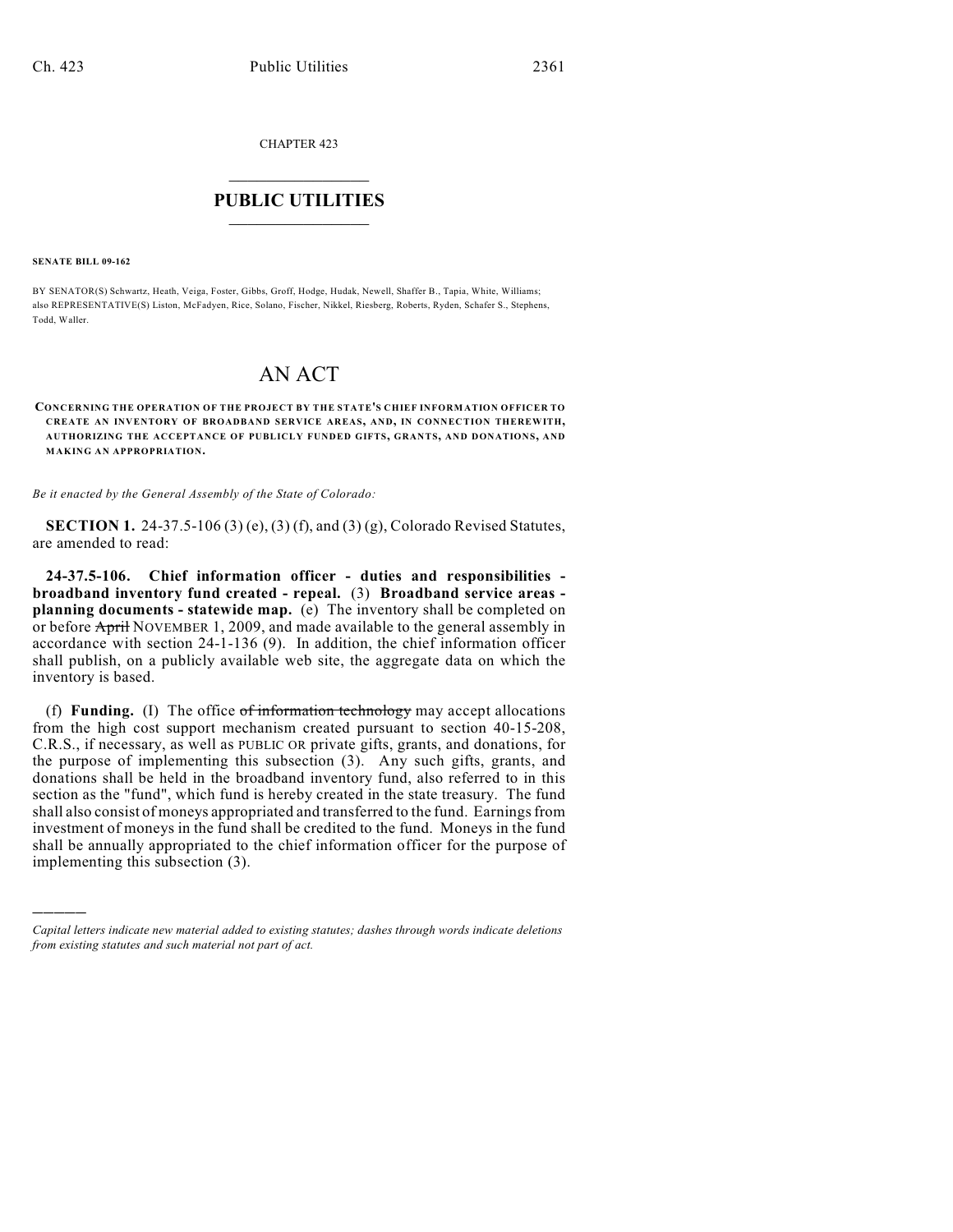CHAPTER 423

# PUBLIC UTILITIES

**SENATE BILL 09-162**

BY SENATOR(S) Schwartz, Heath, Veiga, Foster, Gibbs, Groff, Hodge, Hudak, Newell, Shaffer B., Tapia, White, Williams; also REPRESENTATIVE(S) Liston, McFadyen, Rice, Solano, Fischer, Nikkel, Riesberg, Roberts, Ryden, Schafer S., Stephens, Todd, Waller.

# AN ACT

**CONCERNING THE OPERATION OF THE PROJECT BY THE STATE'S CHIEF INFORMATION OFFICER TO CREATE AN INVENTORY OF BROADBAND SERVICE AREAS, AND, IN CONNECTION THEREWITH, AUTHORIZING THE ACCEPTANCE OF PUBLICLY FUNDED GIFTS, GRANTS, AND DONATIONS, AND MAKING AN APPROPRIATION.**

*Be it enacted by the General Assembly of the State of Colorado:*

**SECTION 1.** 24-37.5-106 (3) (e), (3) (f), and (3) (g), Colorado Revised Statutes, are amended to read:

**24-37.5-106. Chief information officer - duties and responsibilities - broadband inventory fund created - repeal.** (3) **Broadband service areas - planning documents - statewide map.** (e) The inventory shall be completed on or before ~~April~~ NOVEMBER 1, 2009, and made available to the general assembly in accordance with section 24-1-136 (9). In addition, the chief information officer shall publish, on a publicly available web site, the aggregate data on which the inventory is based.

(f) **Funding.** (I) The office ~~of information technology~~ may accept allocations from the high cost support mechanism created pursuant to section 40-15-208, C.R.S., if necessary, as well as PUBLIC OR private gifts, grants, and donations, for the purpose of implementing this subsection (3). Any such gifts, grants, and donations shall be held in the broadband inventory fund, also referred to in this section as the "fund", which fund is hereby created in the state treasury. The fund shall also consist of moneys appropriated and transferred to the fund. Earnings from investment of moneys in the fund shall be credited to the fund. Moneys in the fund shall be annually appropriated to the chief information officer for the purpose of implementing this subsection (3).

---

*Capital letters indicate new material added to existing statutes; dashes through words indicate deletions from existing statutes and such material not part of act.*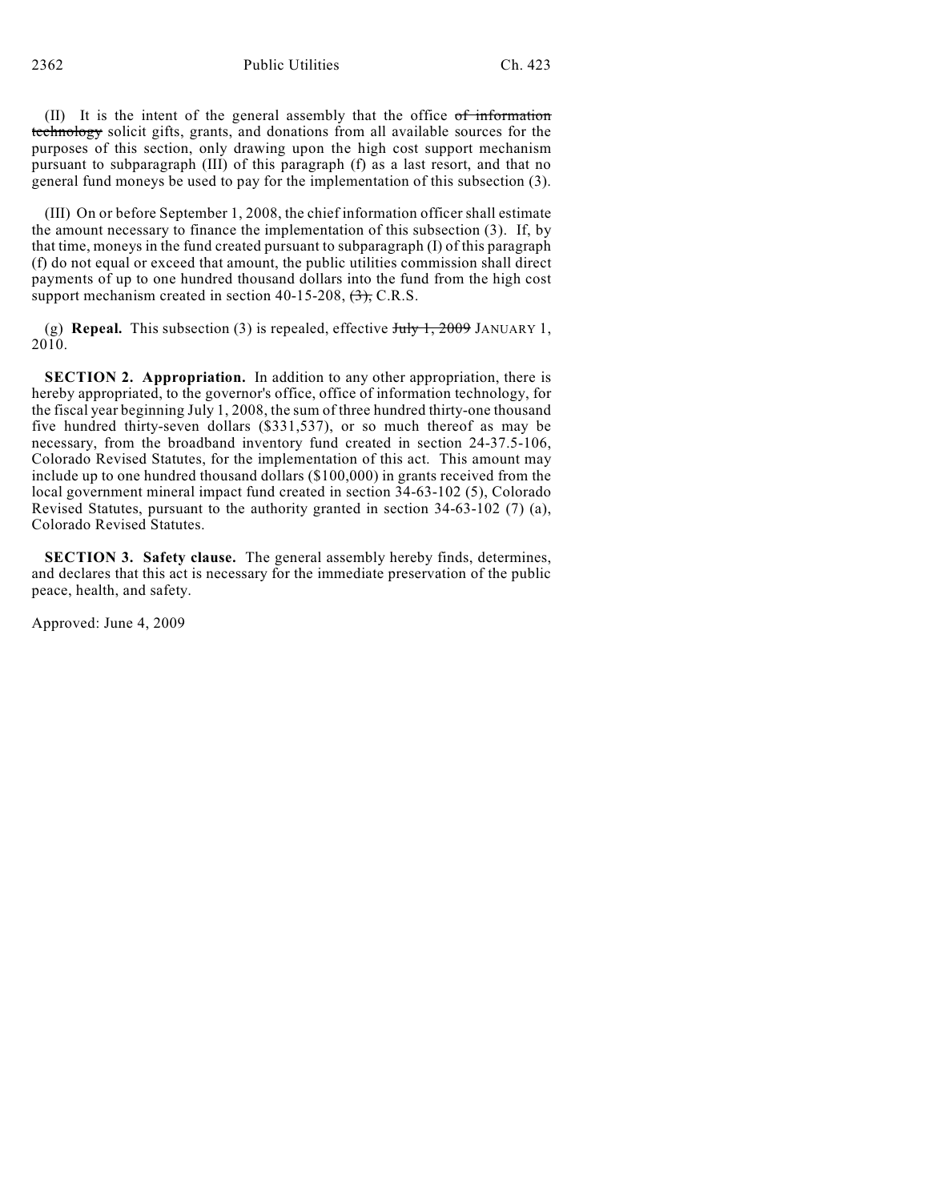(II) It is the intent of the general assembly that the office ~~of information technology~~ solicit gifts, grants, and donations from all available sources for the purposes of this section, only drawing upon the high cost support mechanism pursuant to subparagraph (III) of this paragraph (f) as a last resort, and that no general fund moneys be used to pay for the implementation of this subsection (3).

(III) On or before September 1, 2008, the chief information officer shall estimate the amount necessary to finance the implementation of this subsection (3). If, by that time, moneys in the fund created pursuant to subparagraph (I) of this paragraph (f) do not equal or exceed that amount, the public utilities commission shall direct payments of up to one hundred thousand dollars into the fund from the high cost support mechanism created in section 40-15-208, ~~(3),~~ C.R.S.

(g) **Repeal.** This subsection (3) is repealed, effective ~~July 1, 2009~~ JANUARY 1, 2010.

**SECTION 2. Appropriation.** In addition to any other appropriation, there is hereby appropriated, to the governor's office, office of information technology, for the fiscal year beginning July 1, 2008, the sum of three hundred thirty-one thousand five hundred thirty-seven dollars ($331,537), or so much thereof as may be necessary, from the broadband inventory fund created in section 24-37.5-106, Colorado Revised Statutes, for the implementation of this act. This amount may include up to one hundred thousand dollars ($100,000) in grants received from the local government mineral impact fund created in section 34-63-102 (5), Colorado Revised Statutes, pursuant to the authority granted in section 34-63-102 (7) (a), Colorado Revised Statutes.

**SECTION 3. Safety clause.** The general assembly hereby finds, determines, and declares that this act is necessary for the immediate preservation of the public peace, health, and safety.

Approved: June 4, 2009